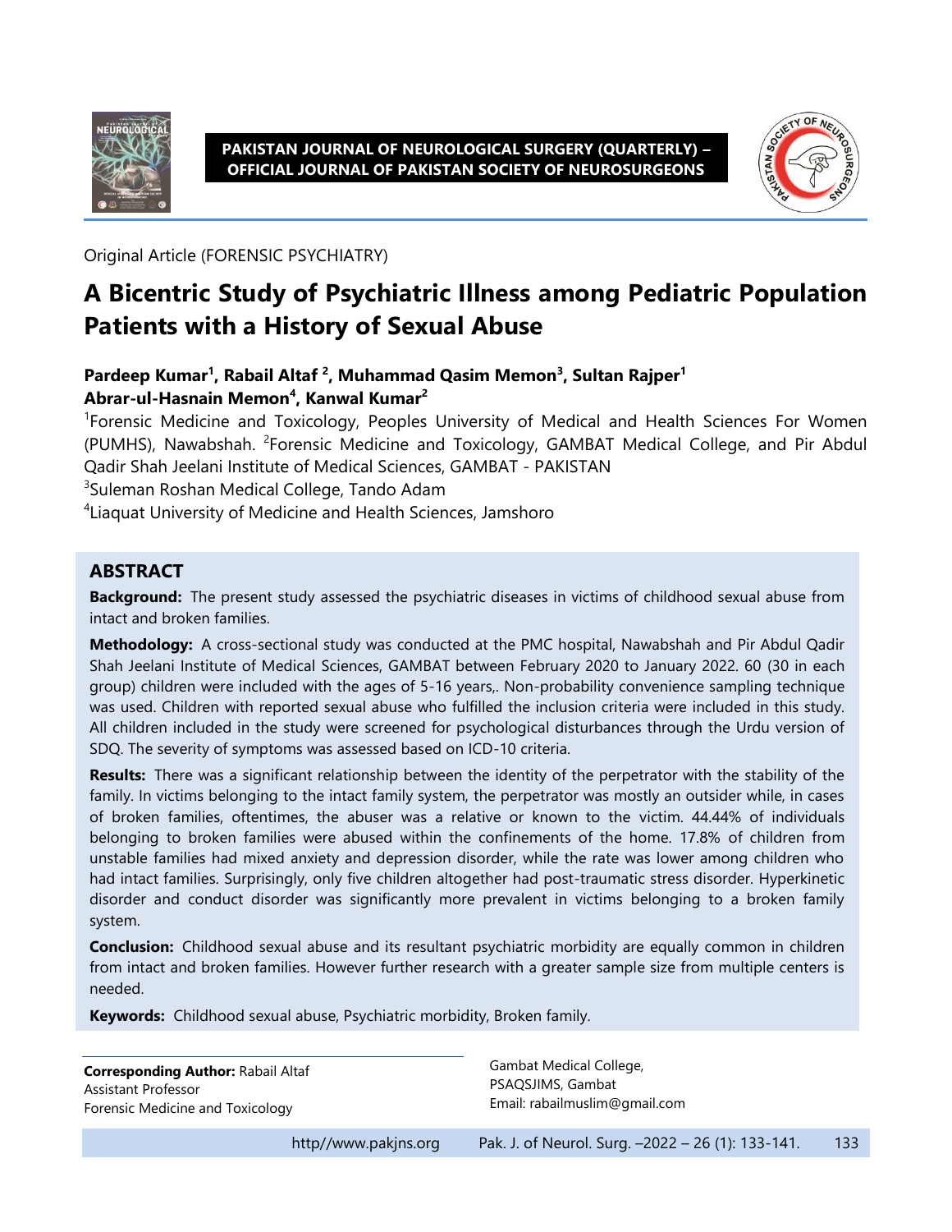Original Article (FORENSIC PSYCHIATRY)

# A Bicentric Study of Psychiatric Illness among Pediatric Population Patients with a History of Sexual Abuse

**Pardeep Kumar[1], Rabail Altaf [2], Muhammad Qasim Memon[3], Sultan Rajper[1]**
**Abrar-ul-Hasnain Memon[4], Kanwal Kumar[2]**

[1]Forensic Medicine and Toxicology, Peoples University of Medical and Health Sciences For Women (PUMHS), Nawabshah. [2]Forensic Medicine and Toxicology, GAMBAT Medical College, and Pir Abdul Qadir Shah Jeelani Institute of Medical Sciences, GAMBAT - PAKISTAN

[3]Suleman Roshan Medical College, Tando Adam

[4]Liaquat University of Medicine and Health Sciences, Jamshoro

## ABSTRACT

**Background:** The present study assessed the psychiatric diseases in victims of childhood sexual abuse from intact and broken families.

**Methodology:** A cross-sectional study was conducted at the PMC hospital, Nawabshah and Pir Abdul Qadir Shah Jeelani Institute of Medical Sciences, GAMBAT between February 2020 to January 2022. 60 (30 in each group) children were included with the ages of 5-16 years,. Non-probability convenience sampling technique was used. Children with reported sexual abuse who fulfilled the inclusion criteria were included in this study. All children included in the study were screened for psychological disturbances through the Urdu version of SDQ. The severity of symptoms was assessed based on ICD-10 criteria.

**Results:** There was a significant relationship between the identity of the perpetrator with the stability of the family. In victims belonging to the intact family system, the perpetrator was mostly an outsider while, in cases of broken families, oftentimes, the abuser was a relative or known to the victim. 44.44% of individuals belonging to broken families were abused within the confinements of the home. 17.8% of children from unstable families had mixed anxiety and depression disorder, while the rate was lower among children who had intact families. Surprisingly, only five children altogether had post-traumatic stress disorder. Hyperkinetic disorder and conduct disorder was significantly more prevalent in victims belonging to a broken family system.

**Conclusion:** Childhood sexual abuse and its resultant psychiatric morbidity are equally common in children from intact and broken families. However further research with a greater sample size from multiple centers is needed.

**Keywords:** Childhood sexual abuse, Psychiatric morbidity, Broken family.

**Corresponding Author:** Rabail Altaf
Assistant Professor
Forensic Medicine and Toxicology
Gambat Medical College,
PSAQSJIMS, Gambat
Email: rabailmuslim@gmail.com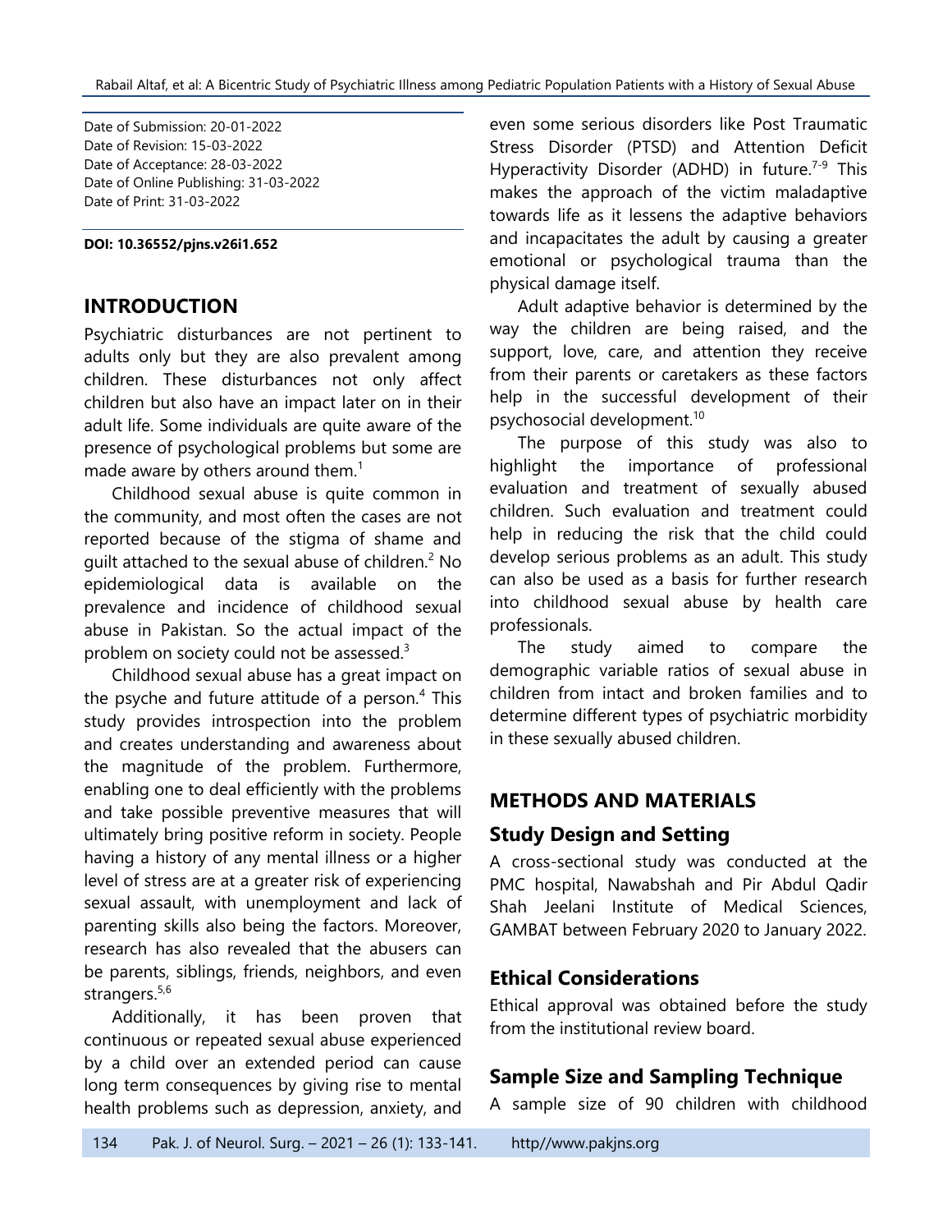Date of Submission: 20-01-2022
Date of Revision: 15-03-2022
Date of Acceptance: 28-03-2022
Date of Online Publishing: 31-03-2022
Date of Print: 31-03-2022

**DOI: 10.36552/pjns.v26i1.652**

## INTRODUCTION

Psychiatric disturbances are not pertinent to adults only but they are also prevalent among children. These disturbances not only affect children but also have an impact later on in their adult life. Some individuals are quite aware of the presence of psychological problems but some are made aware by others around them.[1]

Childhood sexual abuse is quite common in the community, and most often the cases are not reported because of the stigma of shame and guilt attached to the sexual abuse of children.[2] No epidemiological data is available on the prevalence and incidence of childhood sexual abuse in Pakistan. So the actual impact of the problem on society could not be assessed.[3]

Childhood sexual abuse has a great impact on the psyche and future attitude of a person.[4] This study provides introspection into the problem and creates understanding and awareness about the magnitude of the problem. Furthermore, enabling one to deal efficiently with the problems and take possible preventive measures that will ultimately bring positive reform in society. People having a history of any mental illness or a higher level of stress are at a greater risk of experiencing sexual assault, with unemployment and lack of parenting skills also being the factors. Moreover, research has also revealed that the abusers can be parents, siblings, friends, neighbors, and even strangers.[5,6]

Additionally, it has been proven that continuous or repeated sexual abuse experienced by a child over an extended period can cause long term consequences by giving rise to mental health problems such as depression, anxiety, and even some serious disorders like Post Traumatic Stress Disorder (PTSD) and Attention Deficit Hyperactivity Disorder (ADHD) in future.[7-9] This makes the approach of the victim maladaptive towards life as it lessens the adaptive behaviors and incapacitates the adult by causing a greater emotional or psychological trauma than the physical damage itself.

Adult adaptive behavior is determined by the way the children are being raised, and the support, love, care, and attention they receive from their parents or caretakers as these factors help in the successful development of their psychosocial development.[10]

The purpose of this study was also to highlight the importance of professional evaluation and treatment of sexually abused children. Such evaluation and treatment could help in reducing the risk that the child could develop serious problems as an adult. This study can also be used as a basis for further research into childhood sexual abuse by health care professionals.

The study aimed to compare the demographic variable ratios of sexual abuse in children from intact and broken families and to determine different types of psychiatric morbidity in these sexually abused children.

## METHODS AND MATERIALS

### Study Design and Setting

A cross-sectional study was conducted at the PMC hospital, Nawabshah and Pir Abdul Qadir Shah Jeelani Institute of Medical Sciences, GAMBAT between February 2020 to January 2022.

### Ethical Considerations

Ethical approval was obtained before the study from the institutional review board.

### Sample Size and Sampling Technique

A sample size of 90 children with childhood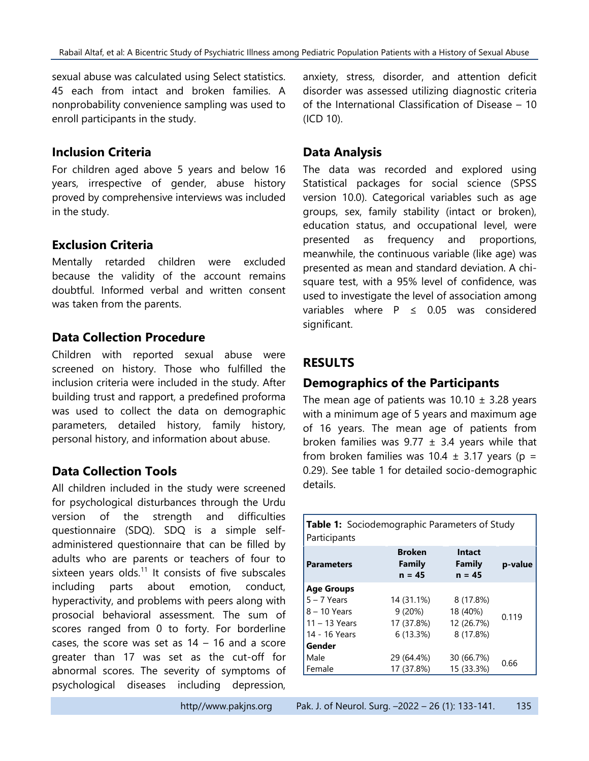sexual abuse was calculated using Select statistics. 45 each from intact and broken families. A nonprobability convenience sampling was used to enroll participants in the study.

## Inclusion Criteria

For children aged above 5 years and below 16 years, irrespective of gender, abuse history proved by comprehensive interviews was included in the study.

## Exclusion Criteria

Mentally retarded children were excluded because the validity of the account remains doubtful. Informed verbal and written consent was taken from the parents.

## Data Collection Procedure

Children with reported sexual abuse were screened on history. Those who fulfilled the inclusion criteria were included in the study. After building trust and rapport, a predefined proforma was used to collect the data on demographic parameters, detailed history, family history, personal history, and information about abuse.

## Data Collection Tools

All children included in the study were screened for psychological disturbances through the Urdu version of the strength and difficulties questionnaire (SDQ). SDQ is a simple self-administered questionnaire that can be filled by adults who are parents or teachers of four to sixteen years olds.[11] It consists of five subscales including parts about emotion, conduct, hyperactivity, and problems with peers along with prosocial behavioral assessment. The sum of scores ranged from 0 to forty. For borderline cases, the score was set as 14 – 16 and a score greater than 17 was set as the cut-off for abnormal scores. The severity of symptoms of psychological diseases including depression, anxiety, stress, disorder, and attention deficit disorder was assessed utilizing diagnostic criteria of the International Classification of Disease – 10 (ICD 10).

## Data Analysis

The data was recorded and explored using Statistical packages for social science (SPSS version 10.0). Categorical variables such as age groups, sex, family stability (intact or broken), education status, and occupational level, were presented as frequency and proportions, meanwhile, the continuous variable (like age) was presented as mean and standard deviation. A chi-square test, with a 95% level of confidence, was used to investigate the level of association among variables where $P \leq 0.05$ was considered significant.

# RESULTS

## Demographics of the Participants

The mean age of patients was 10.10 ± 3.28 years with a minimum age of 5 years and maximum age of 16 years. The mean age of patients from broken families was 9.77 ± 3.4 years while that from broken families was 10.4 ± 3.17 years (p = 0.29). See table 1 for detailed socio-demographic details.

**Table 1:** Sociodemographic Parameters of Study Participants

| Parameters | Broken Family n = 45 | Intact Family n = 45 | p-value |
|---|---|---|---|
| **Age Groups** | | | |
| 5 – 7 Years | 14 (31.1%) | 8 (17.8%) | 0.119 |
| 8 – 10 Years | 9 (20%) | 18 (40%) | |
| 11 – 13 Years | 17 (37.8%) | 12 (26.7%) | |
| 14 - 16 Years | 6 (13.3%) | 8 (17.8%) | |
| **Gender** | | | |
| Male | 29 (64.4%) | 30 (66.7%) | 0.66 |
| Female | 17 (37.8%) | 15 (33.3%) | |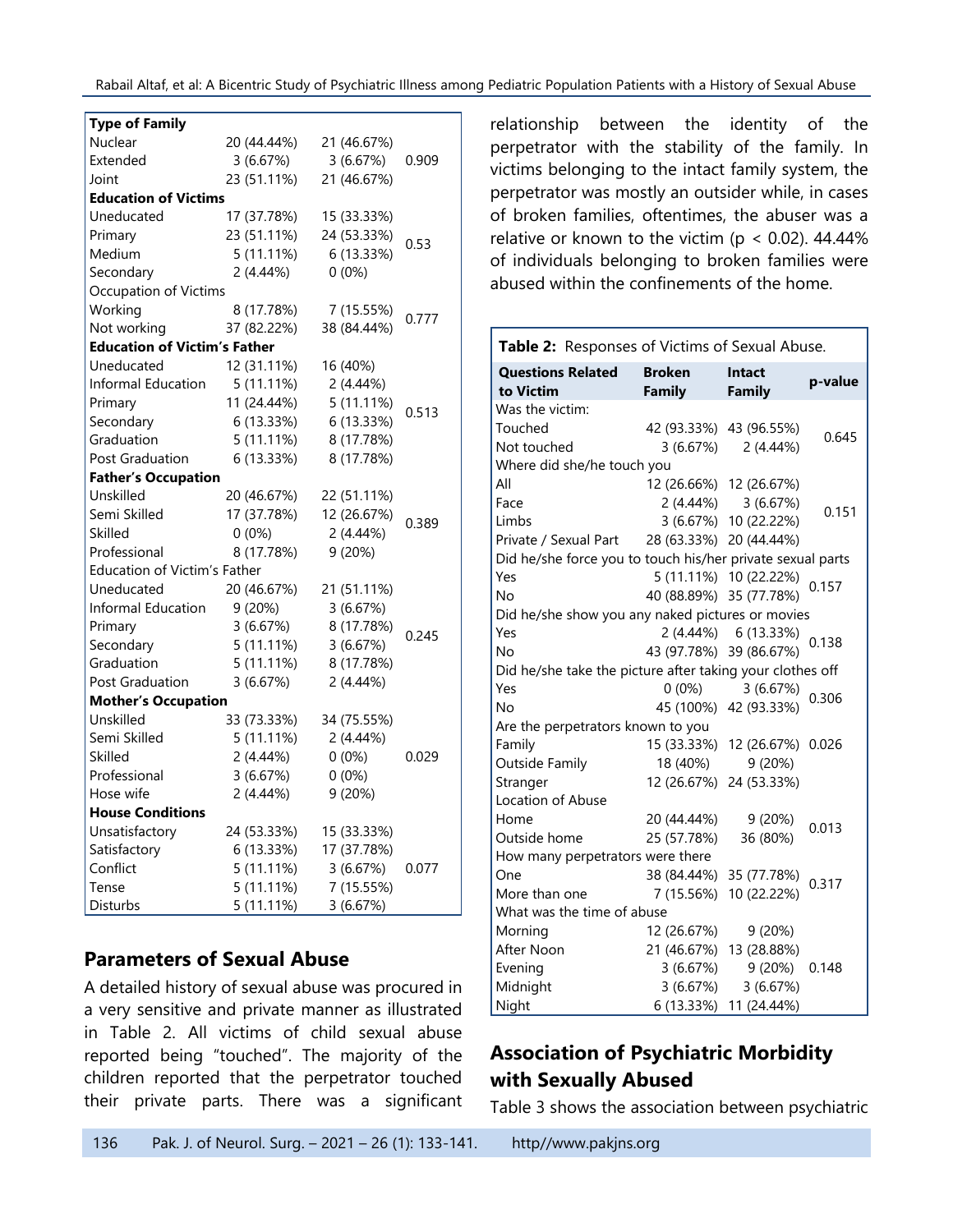| **Type of Family** | | | |
|---|---|---|---|
| Nuclear | 20 (44.44%) | 21 (46.67%) | |
| Extended | 3 (6.67%) | 3 (6.67%) | 0.909 |
| Joint | 23 (51.11%) | 21 (46.67%) | |
| **Education of Victims** | | | |
| Uneducated | 17 (37.78%) | 15 (33.33%) | |
| Primary | 23 (51.11%) | 24 (53.33%) | 0.53 |
| Medium | 5 (11.11%) | 6 (13.33%) | |
| Secondary | 2 (4.44%) | 0 (0%) | |
| Occupation of Victims | | | |
| Working | 8 (17.78%) | 7 (15.55%) | 0.777 |
| Not working | 37 (82.22%) | 38 (84.44%) | |
| **Education of Victim's Father** | | | |
| Uneducated | 12 (31.11%) | 16 (40%) | |
| Informal Education | 5 (11.11%) | 2 (4.44%) | |
| Primary | 11 (24.44%) | 5 (11.11%) | 0.513 |
| Secondary | 6 (13.33%) | 6 (13.33%) | |
| Graduation | 5 (11.11%) | 8 (17.78%) | |
| Post Graduation | 6 (13.33%) | 8 (17.78%) | |
| **Father's Occupation** | | | |
| Unskilled | 20 (46.67%) | 22 (51.11%) | |
| Semi Skilled | 17 (37.78%) | 12 (26.67%) | 0.389 |
| Skilled | 0 (0%) | 2 (4.44%) | |
| Professional | 8 (17.78%) | 9 (20%) | |
| Education of Victim's Father | | | |
| Uneducated | 20 (46.67%) | 21 (51.11%) | |
| Informal Education | 9 (20%) | 3 (6.67%) | |
| Primary | 3 (6.67%) | 8 (17.78%) | 0.245 |
| Secondary | 5 (11.11%) | 3 (6.67%) | |
| Graduation | 5 (11.11%) | 8 (17.78%) | |
| Post Graduation | 3 (6.67%) | 2 (4.44%) | |
| **Mother's Occupation** | | | |
| Unskilled | 33 (73.33%) | 34 (75.55%) | |
| Semi Skilled | 5 (11.11%) | 2 (4.44%) | |
| Skilled | 2 (4.44%) | 0 (0%) | 0.029 |
| Professional | 3 (6.67%) | 0 (0%) | |
| Hose wife | 2 (4.44%) | 9 (20%) | |
| **House Conditions** | | | |
| Unsatisfactory | 24 (53.33%) | 15 (33.33%) | |
| Satisfactory | 6 (13.33%) | 17 (37.78%) | |
| Conflict | 5 (11.11%) | 3 (6.67%) | 0.077 |
| Tense | 5 (11.11%) | 7 (15.55%) | |
| Disturbs | 5 (11.11%) | 3 (6.67%) | |

## Parameters of Sexual Abuse

A detailed history of sexual abuse was procured in a very sensitive and private manner as illustrated in Table 2. All victims of child sexual abuse reported being "touched". The majority of the children reported that the perpetrator touched their private parts. There was a significant relationship between the identity of the perpetrator with the stability of the family. In victims belonging to the intact family system, the perpetrator was mostly an outsider while, in cases of broken families, oftentimes, the abuser was a relative or known to the victim ($p < 0.02$). 44.44% of individuals belonging to broken families were abused within the confinements of the home.

**Table 2:** Responses of Victims of Sexual Abuse.

| **Questions Related to Victim** | **Broken Family** | **Intact Family** | **p-value** |
|---|---|---|---|
| Was the victim: | | | |
| Touched | 42 (93.33%) | 43 (96.55%) | 0.645 |
| Not touched | 3 (6.67%) | 2 (4.44%) | |
| Where did she/he touch you | | | |
| All | 12 (26.66%) | 12 (26.67%) | |
| Face | 2 (4.44%) | 3 (6.67%) | 0.151 |
| Limbs | 3 (6.67%) | 10 (22.22%) | |
| Private / Sexual Part | 28 (63.33%) | 20 (44.44%) | |
| Did he/she force you to touch his/her private sexual parts | | | |
| Yes | 5 (11.11%) | 10 (22.22%) | 0.157 |
| No | 40 (88.89%) | 35 (77.78%) | |
| Did he/she show you any naked pictures or movies | | | |
| Yes | 2 (4.44%) | 6 (13.33%) | 0.138 |
| No | 43 (97.78%) | 39 (86.67%) | |
| Did he/she take the picture after taking your clothes off | | | |
| Yes | 0 (0%) | 3 (6.67%) | 0.306 |
| No | 45 (100%) | 42 (93.33%) | |
| Are the perpetrators known to you | | | |
| Family | 15 (33.33%) | 12 (26.67%) | 0.026 |
| Outside Family | 18 (40%) | 9 (20%) | |
| Stranger | 12 (26.67%) | 24 (53.33%) | |
| Location of Abuse | | | |
| Home | 20 (44.44%) | 9 (20%) | 0.013 |
| Outside home | 25 (57.78%) | 36 (80%) | |
| How many perpetrators were there | | | |
| One | 38 (84.44%) | 35 (77.78%) | 0.317 |
| More than one | 7 (15.56%) | 10 (22.22%) | |
| What was the time of abuse | | | |
| Morning | 12 (26.67%) | 9 (20%) | |
| After Noon | 21 (46.67%) | 13 (28.88%) | |
| Evening | 3 (6.67%) | 9 (20%) | 0.148 |
| Midnight | 3 (6.67%) | 3 (6.67%) | |
| Night | 6 (13.33%) | 11 (24.44%) | |

## Association of Psychiatric Morbidity with Sexually Abused

Table 3 shows the association between psychiatric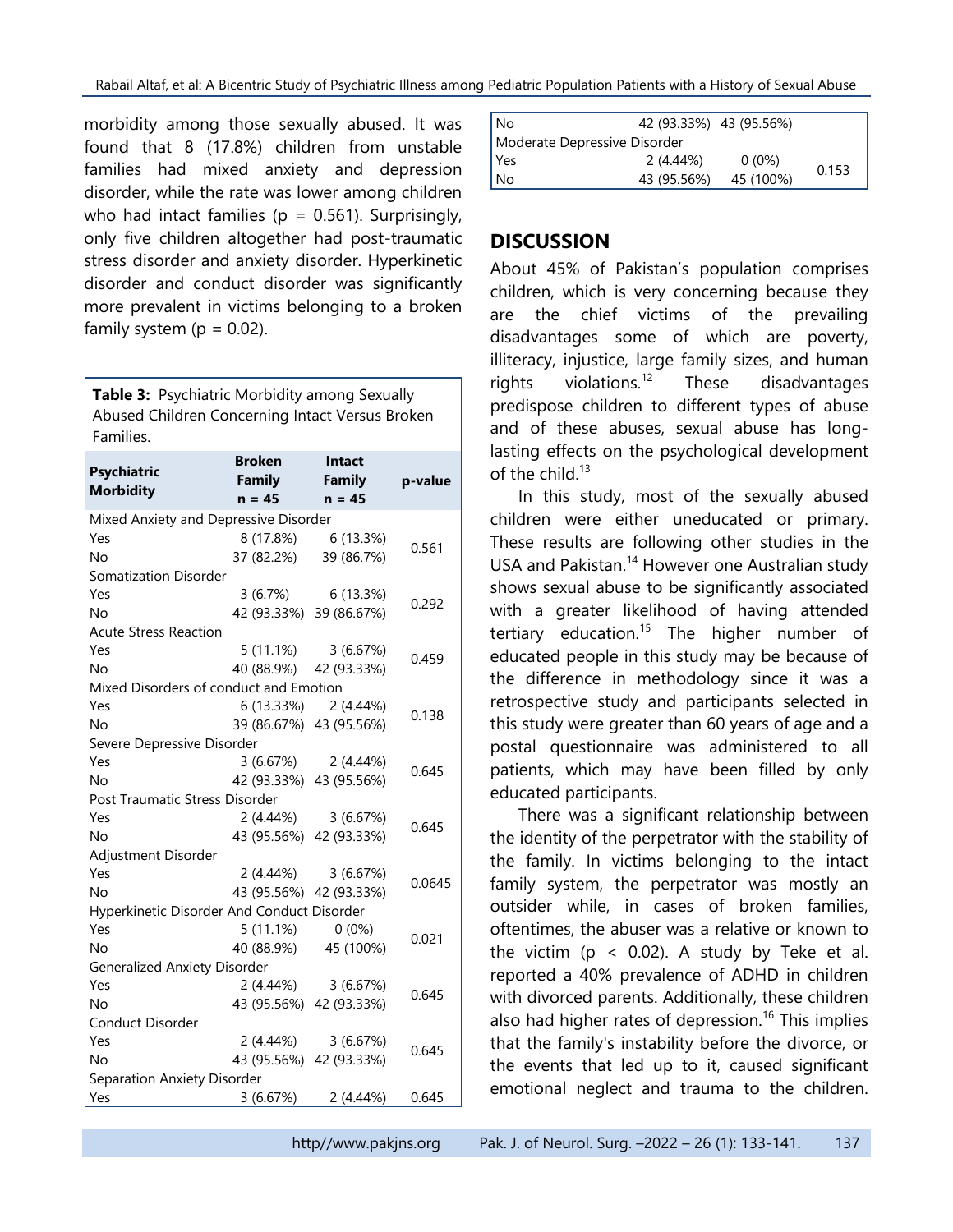morbidity among those sexually abused. It was found that 8 (17.8%) children from unstable families had mixed anxiety and depression disorder, while the rate was lower among children who had intact families (p = 0.561). Surprisingly, only five children altogether had post-traumatic stress disorder and anxiety disorder. Hyperkinetic disorder and conduct disorder was significantly more prevalent in victims belonging to a broken family system (p = 0.02).

**Table 3:** Psychiatric Morbidity among Sexually Abused Children Concerning Intact Versus Broken Families.

| Psychiatric Morbidity | Broken Family n = 45 | Intact Family n = 45 | p-value |
|---|---|---|---|
| Mixed Anxiety and Depressive Disorder | | | |
| Yes | 8 (17.8%) | 6 (13.3%) | 0.561 |
| No | 37 (82.2%) | 39 (86.7%) | |
| Somatization Disorder | | | |
| Yes | 3 (6.7%) | 6 (13.3%) | 0.292 |
| No | 42 (93.33%) | 39 (86.67%) | |
| Acute Stress Reaction | | | |
| Yes | 5 (11.1%) | 3 (6.67%) | 0.459 |
| No | 40 (88.9%) | 42 (93.33%) | |
| Mixed Disorders of conduct and Emotion | | | |
| Yes | 6 (13.33%) | 2 (4.44%) | 0.138 |
| No | 39 (86.67%) | 43 (95.56%) | |
| Severe Depressive Disorder | | | |
| Yes | 3 (6.67%) | 2 (4.44%) | 0.645 |
| No | 42 (93.33%) | 43 (95.56%) | |
| Post Traumatic Stress Disorder | | | |
| Yes | 2 (4.44%) | 3 (6.67%) | 0.645 |
| No | 43 (95.56%) | 42 (93.33%) | |
| Adjustment Disorder | | | |
| Yes | 2 (4.44%) | 3 (6.67%) | 0.0645 |
| No | 43 (95.56%) | 42 (93.33%) | |
| Hyperkinetic Disorder And Conduct Disorder | | | |
| Yes | 5 (11.1%) | 0 (0%) | 0.021 |
| No | 40 (88.9%) | 45 (100%) | |
| Generalized Anxiety Disorder | | | |
| Yes | 2 (4.44%) | 3 (6.67%) | 0.645 |
| No | 43 (95.56%) | 42 (93.33%) | |
| Conduct Disorder | | | |
| Yes | 2 (4.44%) | 3 (6.67%) | 0.645 |
| No | 43 (95.56%) | 42 (93.33%) | |
| Separation Anxiety Disorder | | | |
| Yes | 3 (6.67%) | 2 (4.44%) | 0.645 |
| No | 42 (93.33%) | 43 (95.56%) | |
| Moderate Depressive Disorder | | | |
| Yes | 2 (4.44%) | 0 (0%) | 0.153 |
| No | 43 (95.56%) | 45 (100%) | |

## DISCUSSION

About 45% of Pakistan's population comprises children, which is very concerning because they are the chief victims of the prevailing disadvantages some of which are poverty, illiteracy, injustice, large family sizes, and human rights violations.[12] These disadvantages predispose children to different types of abuse and of these abuses, sexual abuse has long-lasting effects on the psychological development of the child.[13]

In this study, most of the sexually abused children were either uneducated or primary. These results are following other studies in the USA and Pakistan.[14] However one Australian study shows sexual abuse to be significantly associated with a greater likelihood of having attended tertiary education.[15] The higher number of educated people in this study may be because of the difference in methodology since it was a retrospective study and participants selected in this study were greater than 60 years of age and a postal questionnaire was administered to all patients, which may have been filled by only educated participants.

There was a significant relationship between the identity of the perpetrator with the stability of the family. In victims belonging to the intact family system, the perpetrator was mostly an outsider while, in cases of broken families, oftentimes, the abuser was a relative or known to the victim (p < 0.02). A study by Teke et al. reported a 40% prevalence of ADHD in children with divorced parents. Additionally, these children also had higher rates of depression.[16] This implies that the family's instability before the divorce, or the events that led up to it, caused significant emotional neglect and trauma to the children.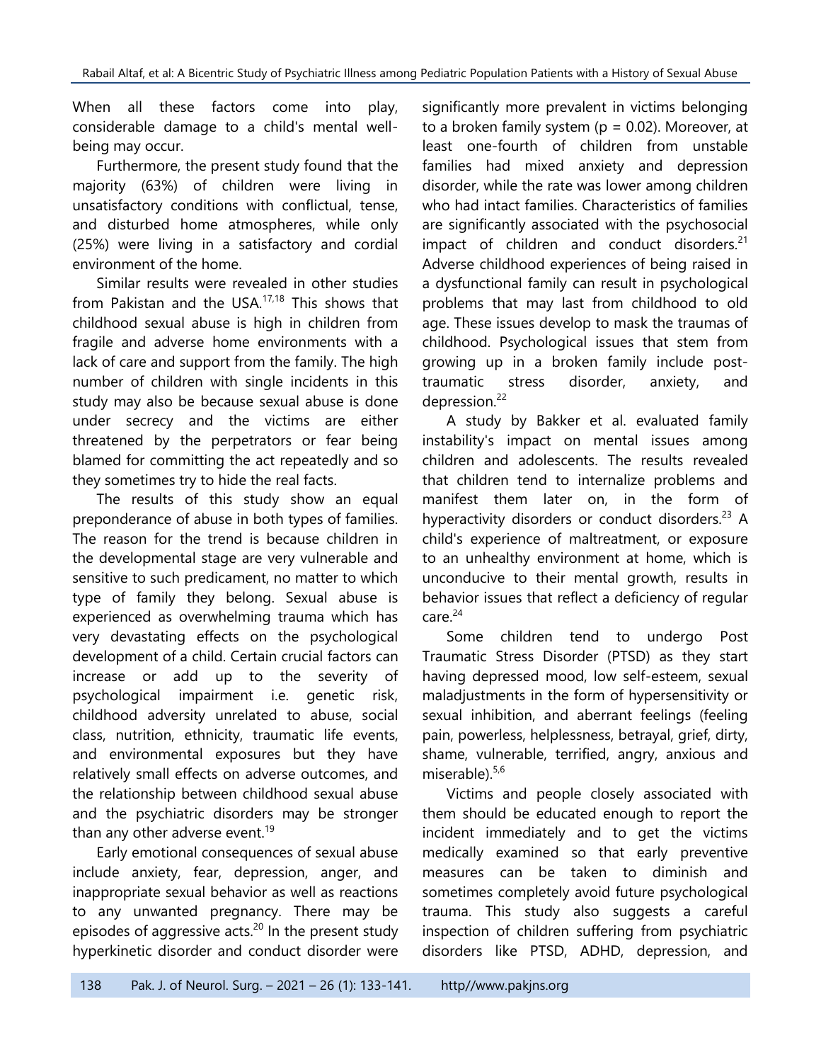When all these factors come into play, considerable damage to a child's mental well-being may occur.

Furthermore, the present study found that the majority (63%) of children were living in unsatisfactory conditions with conflictual, tense, and disturbed home atmospheres, while only (25%) were living in a satisfactory and cordial environment of the home.

Similar results were revealed in other studies from Pakistan and the USA.[17,18] This shows that childhood sexual abuse is high in children from fragile and adverse home environments with a lack of care and support from the family. The high number of children with single incidents in this study may also be because sexual abuse is done under secrecy and the victims are either threatened by the perpetrators or fear being blamed for committing the act repeatedly and so they sometimes try to hide the real facts.

The results of this study show an equal preponderance of abuse in both types of families. The reason for the trend is because children in the developmental stage are very vulnerable and sensitive to such predicament, no matter to which type of family they belong. Sexual abuse is experienced as overwhelming trauma which has very devastating effects on the psychological development of a child. Certain crucial factors can increase or add up to the severity of psychological impairment i.e. genetic risk, childhood adversity unrelated to abuse, social class, nutrition, ethnicity, traumatic life events, and environmental exposures but they have relatively small effects on adverse outcomes, and the relationship between childhood sexual abuse and the psychiatric disorders may be stronger than any other adverse event.[19]

Early emotional consequences of sexual abuse include anxiety, fear, depression, anger, and inappropriate sexual behavior as well as reactions to any unwanted pregnancy. There may be episodes of aggressive acts.[20] In the present study hyperkinetic disorder and conduct disorder were significantly more prevalent in victims belonging to a broken family system ($p = 0.02$). Moreover, at least one-fourth of children from unstable families had mixed anxiety and depression disorder, while the rate was lower among children who had intact families. Characteristics of families are significantly associated with the psychosocial impact of children and conduct disorders.[21] Adverse childhood experiences of being raised in a dysfunctional family can result in psychological problems that may last from childhood to old age. These issues develop to mask the traumas of childhood. Psychological issues that stem from growing up in a broken family include post-traumatic stress disorder, anxiety, and depression.[22]

A study by Bakker et al. evaluated family instability's impact on mental issues among children and adolescents. The results revealed that children tend to internalize problems and manifest them later on, in the form of hyperactivity disorders or conduct disorders.[23] A child's experience of maltreatment, or exposure to an unhealthy environment at home, which is unconducive to their mental growth, results in behavior issues that reflect a deficiency of regular care.[24]

Some children tend to undergo Post Traumatic Stress Disorder (PTSD) as they start having depressed mood, low self-esteem, sexual maladjustments in the form of hypersensitivity or sexual inhibition, and aberrant feelings (feeling pain, powerless, helplessness, betrayal, grief, dirty, shame, vulnerable, terrified, angry, anxious and miserable).[5,6]

Victims and people closely associated with them should be educated enough to report the incident immediately and to get the victims medically examined so that early preventive measures can be taken to diminish and sometimes completely avoid future psychological trauma. This study also suggests a careful inspection of children suffering from psychiatric disorders like PTSD, ADHD, depression, and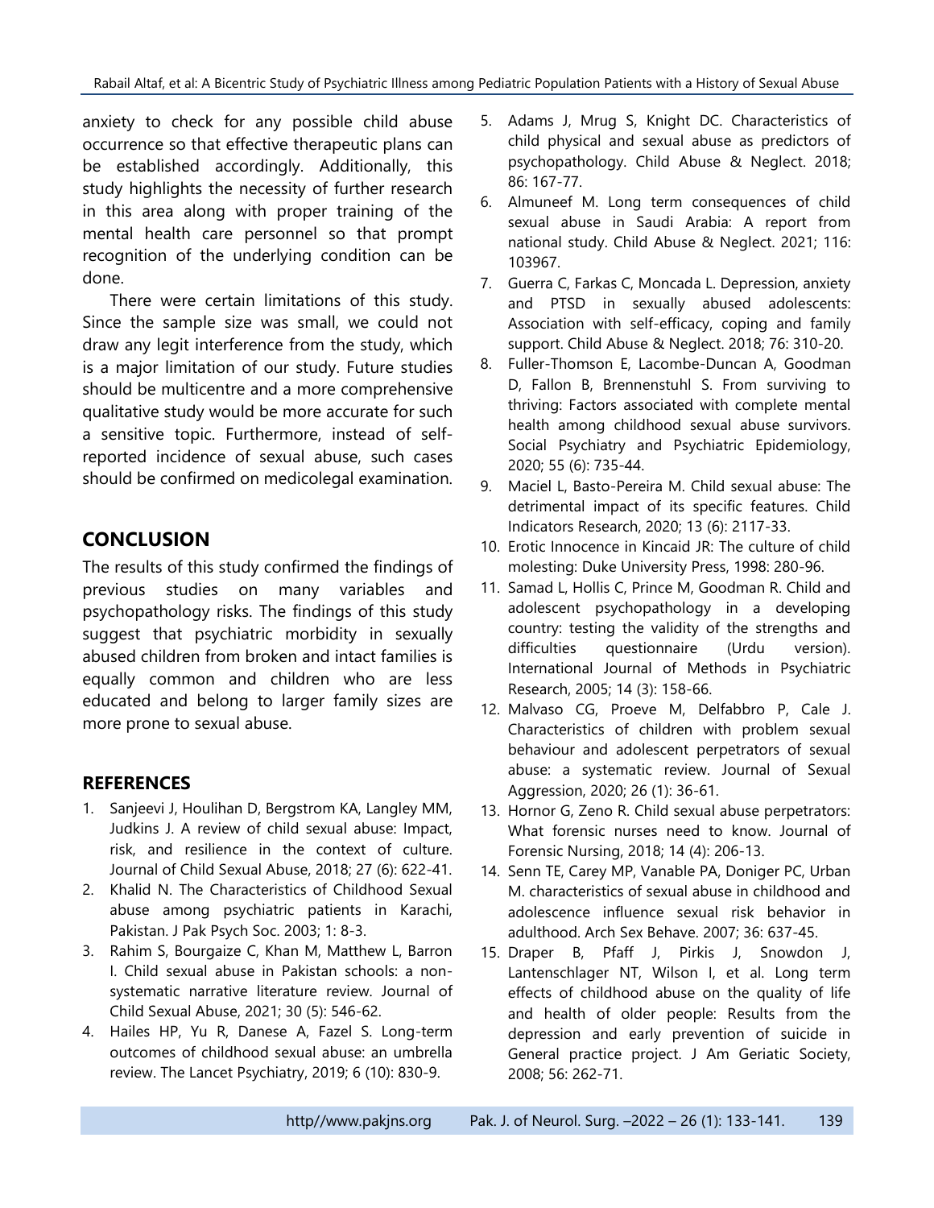anxiety to check for any possible child abuse occurrence so that effective therapeutic plans can be established accordingly. Additionally, this study highlights the necessity of further research in this area along with proper training of the mental health care personnel so that prompt recognition of the underlying condition can be done.

There were certain limitations of this study. Since the sample size was small, we could not draw any legit interference from the study, which is a major limitation of our study. Future studies should be multicentre and a more comprehensive qualitative study would be more accurate for such a sensitive topic. Furthermore, instead of self-reported incidence of sexual abuse, such cases should be confirmed on medicolegal examination.

## CONCLUSION

The results of this study confirmed the findings of previous studies on many variables and psychopathology risks. The findings of this study suggest that psychiatric morbidity in sexually abused children from broken and intact families is equally common and children who are less educated and belong to larger family sizes are more prone to sexual abuse.

## REFERENCES

1. Sanjeevi J, Houlihan D, Bergstrom KA, Langley MM, Judkins J. A review of child sexual abuse: Impact, risk, and resilience in the context of culture. Journal of Child Sexual Abuse, 2018; 27 (6): 622-41.
2. Khalid N. The Characteristics of Childhood Sexual abuse among psychiatric patients in Karachi, Pakistan. J Pak Psych Soc. 2003; 1: 8-3.
3. Rahim S, Bourgaize C, Khan M, Matthew L, Barron I. Child sexual abuse in Pakistan schools: a non-systematic narrative literature review. Journal of Child Sexual Abuse, 2021; 30 (5): 546-62.
4. Hailes HP, Yu R, Danese A, Fazel S. Long-term outcomes of childhood sexual abuse: an umbrella review. The Lancet Psychiatry, 2019; 6 (10): 830-9.
5. Adams J, Mrug S, Knight DC. Characteristics of child physical and sexual abuse as predictors of psychopathology. Child Abuse & Neglect. 2018; 86: 167-77.
6. Almuneef M. Long term consequences of child sexual abuse in Saudi Arabia: A report from national study. Child Abuse & Neglect. 2021; 116: 103967.
7. Guerra C, Farkas C, Moncada L. Depression, anxiety and PTSD in sexually abused adolescents: Association with self-efficacy, coping and family support. Child Abuse & Neglect. 2018; 76: 310-20.
8. Fuller-Thomson E, Lacombe-Duncan A, Goodman D, Fallon B, Brennenstuhl S. From surviving to thriving: Factors associated with complete mental health among childhood sexual abuse survivors. Social Psychiatry and Psychiatric Epidemiology, 2020; 55 (6): 735-44.
9. Maciel L, Basto-Pereira M. Child sexual abuse: The detrimental impact of its specific features. Child Indicators Research, 2020; 13 (6): 2117-33.
10. Erotic Innocence in Kincaid JR: The culture of child molesting: Duke University Press, 1998: 280-96.
11. Samad L, Hollis C, Prince M, Goodman R. Child and adolescent psychopathology in a developing country: testing the validity of the strengths and difficulties questionnaire (Urdu version). International Journal of Methods in Psychiatric Research, 2005; 14 (3): 158-66.
12. Malvaso CG, Proeve M, Delfabbro P, Cale J. Characteristics of children with problem sexual behaviour and adolescent perpetrators of sexual abuse: a systematic review. Journal of Sexual Aggression, 2020; 26 (1): 36-61.
13. Hornor G, Zeno R. Child sexual abuse perpetrators: What forensic nurses need to know. Journal of Forensic Nursing, 2018; 14 (4): 206-13.
14. Senn TE, Carey MP, Vanable PA, Doniger PC, Urban M. characteristics of sexual abuse in childhood and adolescence influence sexual risk behavior in adulthood. Arch Sex Behave. 2007; 36: 637-45.
15. Draper B, Pfaff J, Pirkis J, Snowdon J, Lantenschlager NT, Wilson I, et al. Long term effects of childhood abuse on the quality of life and health of older people: Results from the depression and early prevention of suicide in General practice project. J Am Geriatic Society, 2008; 56: 262-71.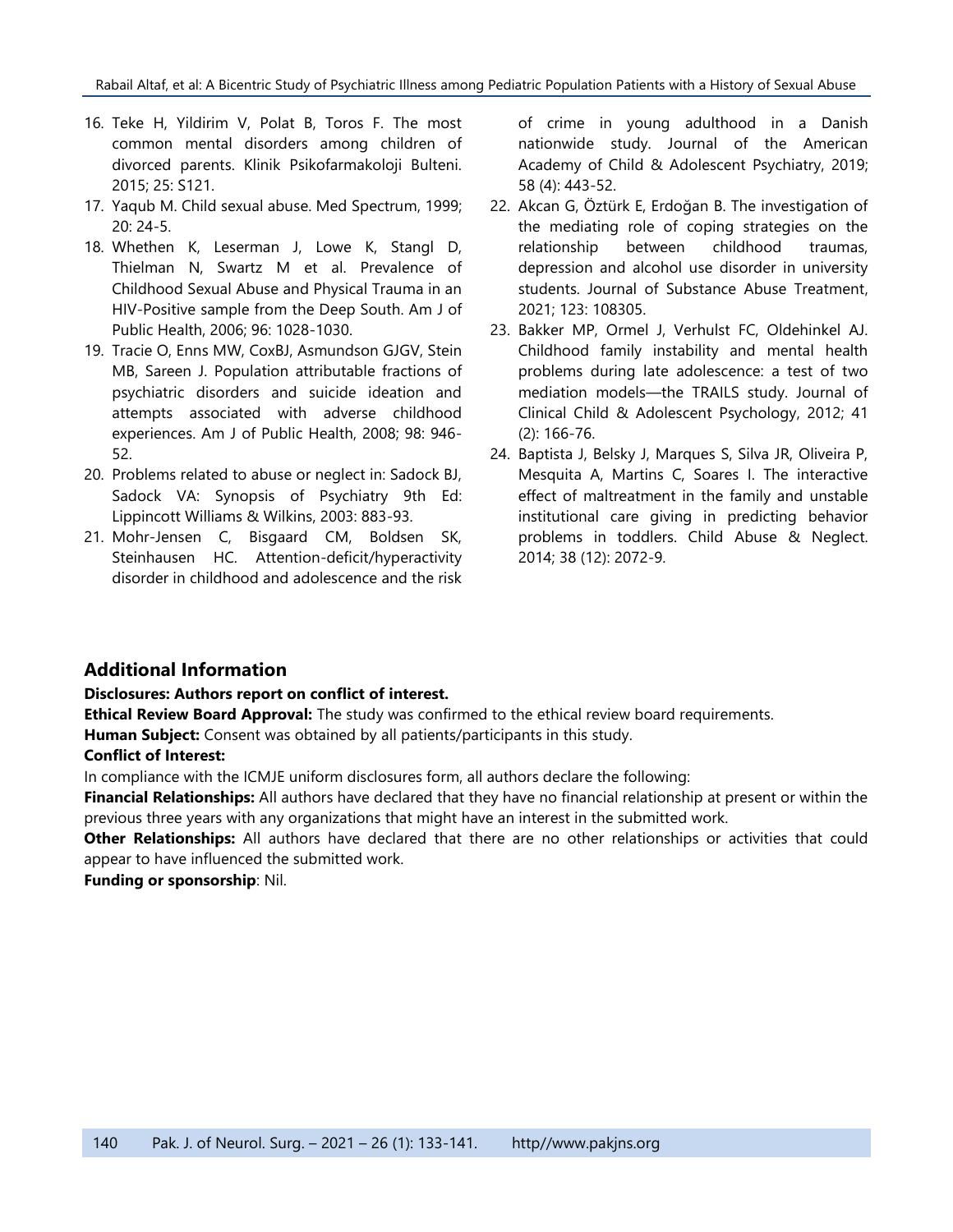16. Teke H, Yildirim V, Polat B, Toros F. The most common mental disorders among children of divorced parents. Klinik Psikofarmakoloji Bulteni. 2015; 25: S121.
17. Yaqub M. Child sexual abuse. Med Spectrum, 1999; 20: 24-5.
18. Whethen K, Leserman J, Lowe K, Stangl D, Thielman N, Swartz M et al. Prevalence of Childhood Sexual Abuse and Physical Trauma in an HIV-Positive sample from the Deep South. Am J of Public Health, 2006; 96: 1028-1030.
19. Tracie O, Enns MW, CoxBJ, Asmundson GJGV, Stein MB, Sareen J. Population attributable fractions of psychiatric disorders and suicide ideation and attempts associated with adverse childhood experiences. Am J of Public Health, 2008; 98: 946-52.
20. Problems related to abuse or neglect in: Sadock BJ, Sadock VA: Synopsis of Psychiatry 9th Ed: Lippincott Williams & Wilkins, 2003: 883-93.
21. Mohr-Jensen C, Bisgaard CM, Boldsen SK, Steinhausen HC. Attention-deficit/hyperactivity disorder in childhood and adolescence and the risk of crime in young adulthood in a Danish nationwide study. Journal of the American Academy of Child & Adolescent Psychiatry, 2019; 58 (4): 443-52.
22. Akcan G, Öztürk E, Erdoğan B. The investigation of the mediating role of coping strategies on the relationship between childhood traumas, depression and alcohol use disorder in university students. Journal of Substance Abuse Treatment, 2021; 123: 108305.
23. Bakker MP, Ormel J, Verhulst FC, Oldehinkel AJ. Childhood family instability and mental health problems during late adolescence: a test of two mediation models—the TRAILS study. Journal of Clinical Child & Adolescent Psychology, 2012; 41 (2): 166-76.
24. Baptista J, Belsky J, Marques S, Silva JR, Oliveira P, Mesquita A, Martins C, Soares I. The interactive effect of maltreatment in the family and unstable institutional care giving in predicting behavior problems in toddlers. Child Abuse & Neglect. 2014; 38 (12): 2072-9.

## Additional Information

**Disclosures: Authors report on conflict of interest.**

**Ethical Review Board Approval:** The study was confirmed to the ethical review board requirements.

**Human Subject:** Consent was obtained by all patients/participants in this study.

**Conflict of Interest:**

In compliance with the ICMJE uniform disclosures form, all authors declare the following:

**Financial Relationships:** All authors have declared that they have no financial relationship at present or within the previous three years with any organizations that might have an interest in the submitted work.

**Other Relationships:** All authors have declared that there are no other relationships or activities that could appear to have influenced the submitted work.

**Funding or sponsorship**: Nil.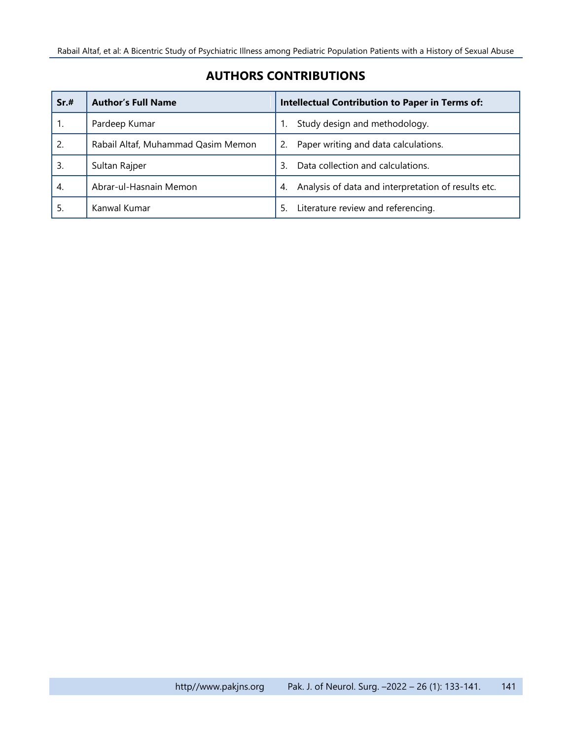## AUTHORS CONTRIBUTIONS

| Sr.# | Author's Full Name | Intellectual Contribution to Paper in Terms of: |
|---|---|---|
| 1. | Pardeep Kumar | 1. Study design and methodology. |
| 2. | Rabail Altaf, Muhammad Qasim Memon | 2. Paper writing and data calculations. |
| 3. | Sultan Rajper | 3. Data collection and calculations. |
| 4. | Abrar-ul-Hasnain Memon | 4. Analysis of data and interpretation of results etc. |
| 5. | Kanwal Kumar | 5. Literature review and referencing. |